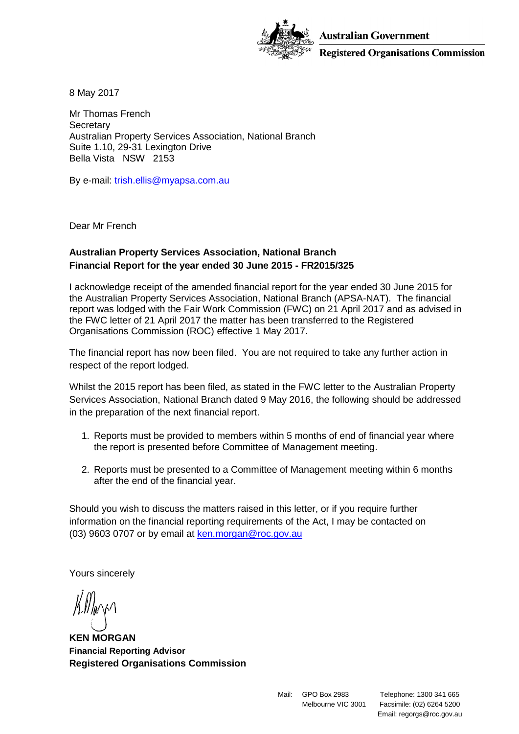Australian Government

Registered Organisations Commission

8 May 2017

Mr Thomas French
Secretary
Australian Property Services Association, National Branch
Suite 1.10, 29-31 Lexington Drive
Bella Vista NSW 2153

By e-mail: trish.ellis@myapsa.com.au

Dear Mr French

**Australian Property Services Association, National Branch**
**Financial Report for the year ended 30 June 2015 - FR2015/325**

I acknowledge receipt of the amended financial report for the year ended 30 June 2015 for the Australian Property Services Association, National Branch (APSA-NAT). The financial report was lodged with the Fair Work Commission (FWC) on 21 April 2017 and as advised in the FWC letter of 21 April 2017 the matter has been transferred to the Registered Organisations Commission (ROC) effective 1 May 2017.

The financial report has now been filed. You are not required to take any further action in respect of the report lodged.

Whilst the 2015 report has been filed, as stated in the FWC letter to the Australian Property Services Association, National Branch dated 9 May 2016, the following should be addressed in the preparation of the next financial report.

1. Reports must be provided to members within 5 months of end of financial year where the report is presented before Committee of Management meeting.
2. Reports must be presented to a Committee of Management meeting within 6 months after the end of the financial year.

Should you wish to discuss the matters raised in this letter, or if you require further information on the financial reporting requirements of the Act, I may be contacted on (03) 9603 0707 or by email at ken.morgan@roc.gov.au

Yours sincerely

**KEN MORGAN**
**Financial Reporting Advisor**
**Registered Organisations Commission**

Mail: GPO Box 2983
Melbourne VIC 3001

Telephone: 1300 341 665
Facsimile: (02) 6264 5200
Email: regorgs@roc.gov.au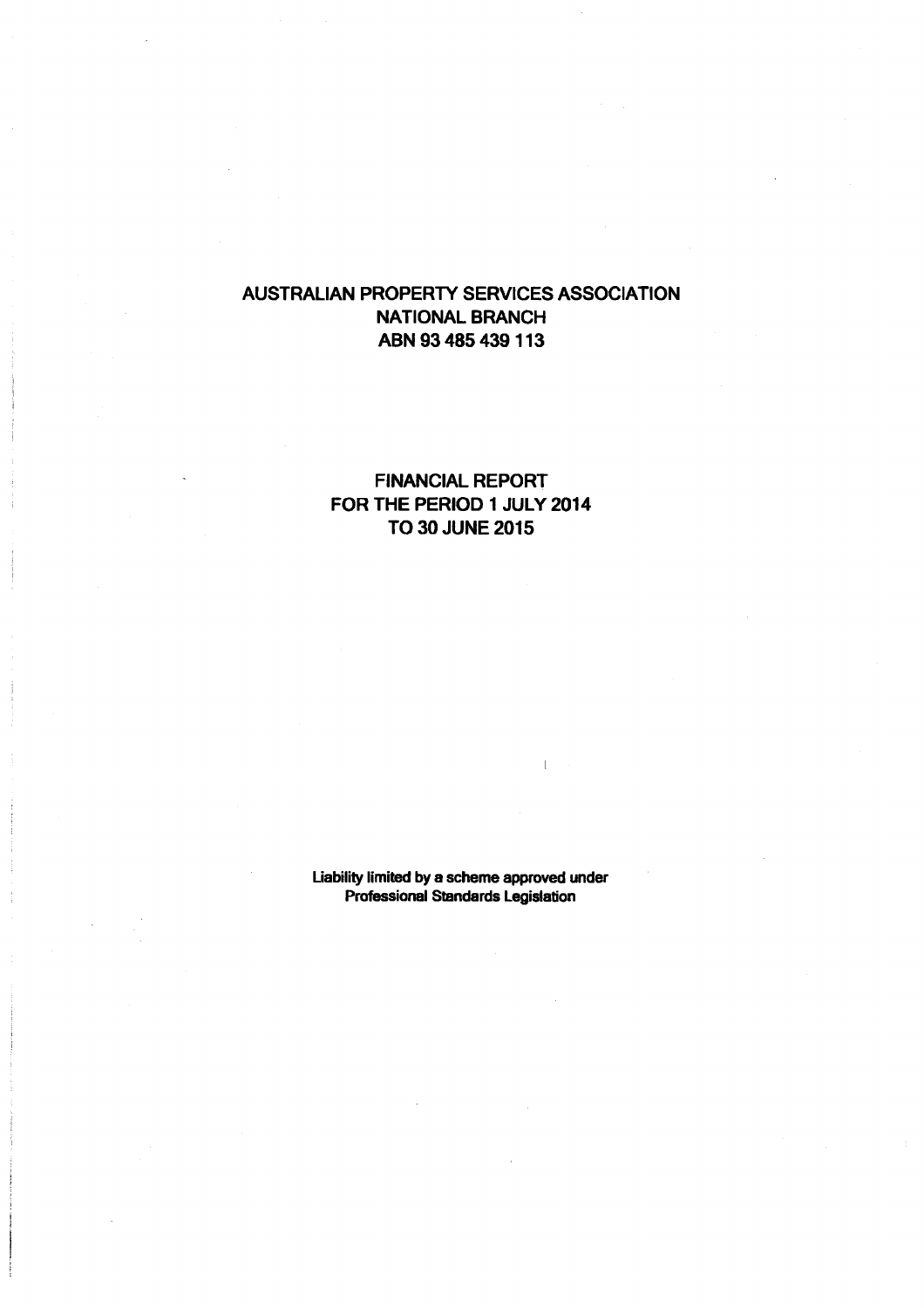# AUSTRALIAN PROPERTY SERVICES ASSOCIATION
# NATIONAL BRANCH
# ABN 93 485 439 113

## FINANCIAL REPORT
## FOR THE PERIOD 1 JULY 2014
## TO 30 JUNE 2015

**Liability limited by a scheme approved under Professional Standards Legislation**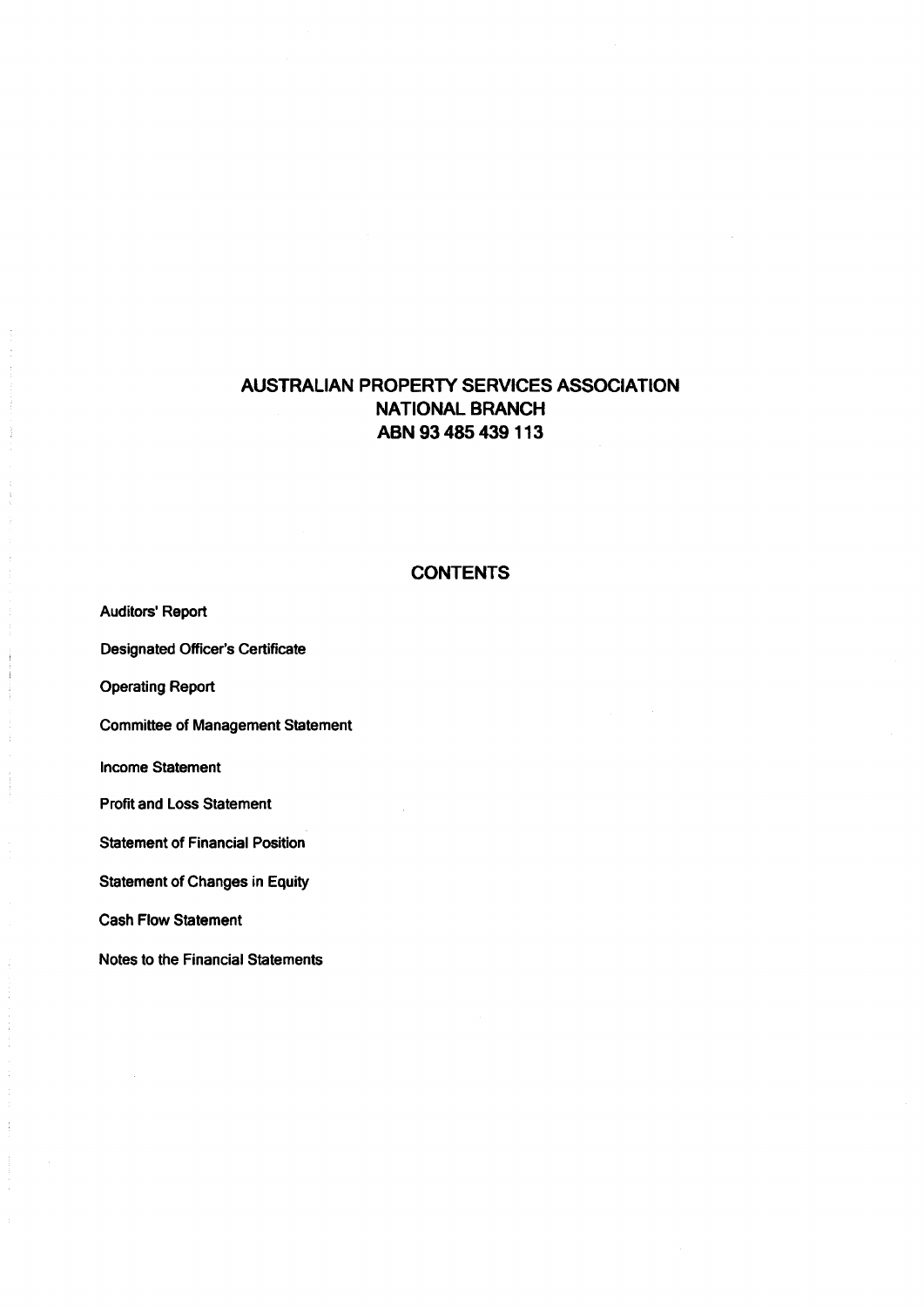# AUSTRALIAN PROPERTY SERVICES ASSOCIATION
# NATIONAL BRANCH
# ABN 93 485 439 113

## CONTENTS

Auditors' Report

Designated Officer's Certificate

Operating Report

Committee of Management Statement

Income Statement

Profit and Loss Statement

Statement of Financial Position

Statement of Changes in Equity

Cash Flow Statement

Notes to the Financial Statements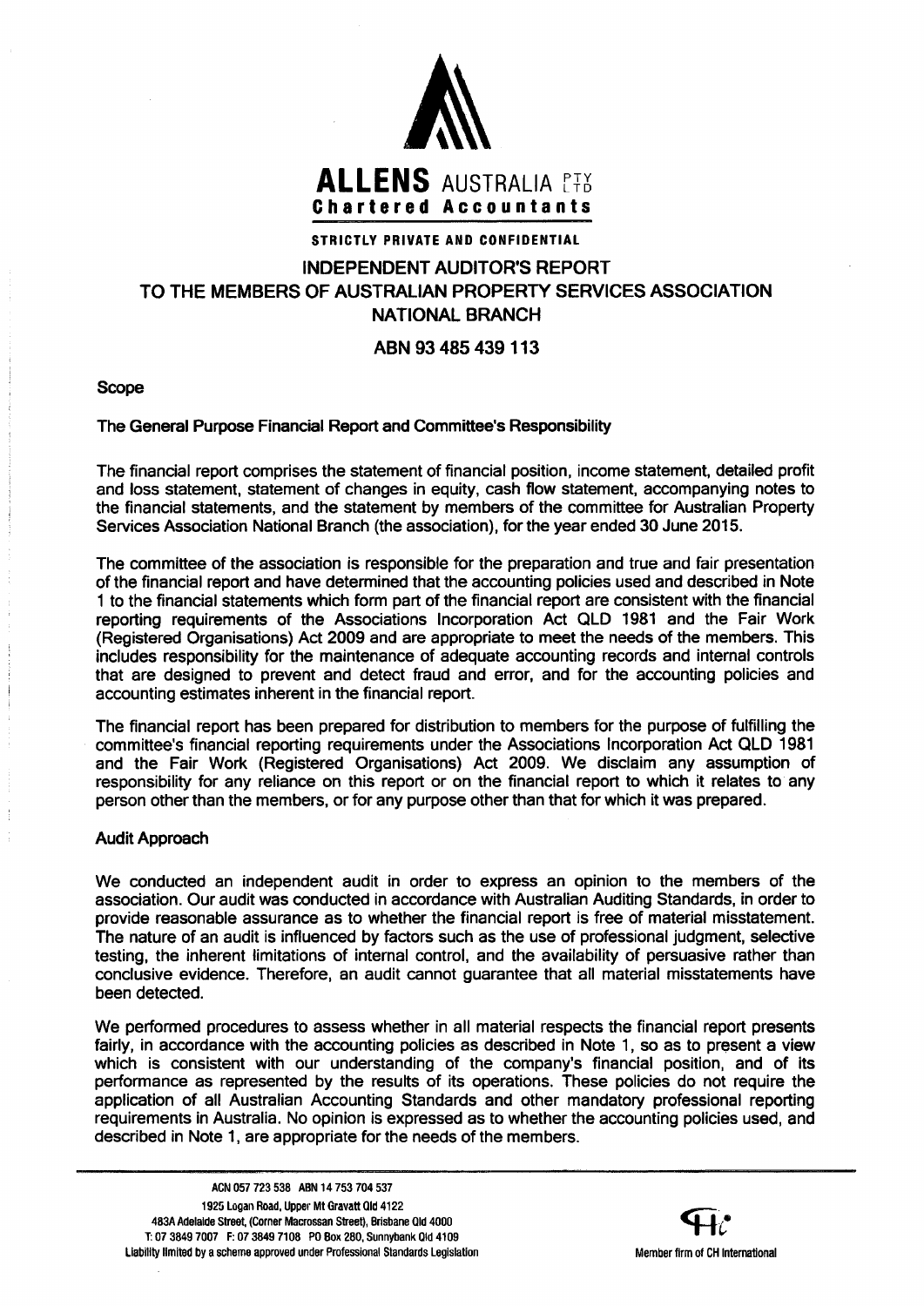**ALLENS** AUSTRALIA PTY LTD

**Chartered Accountants**

**STRICTLY PRIVATE AND CONFIDENTIAL**

# INDEPENDENT AUDITOR'S REPORT TO THE MEMBERS OF AUSTRALIAN PROPERTY SERVICES ASSOCIATION NATIONAL BRANCH

## ABN 93 485 439 113

### Scope

#### The General Purpose Financial Report and Committee's Responsibility

The financial report comprises the statement of financial position, income statement, detailed profit and loss statement, statement of changes in equity, cash flow statement, accompanying notes to the financial statements, and the statement by members of the committee for Australian Property Services Association National Branch (the association), for the year ended 30 June 2015.

The committee of the association is responsible for the preparation and true and fair presentation of the financial report and have determined that the accounting policies used and described in Note 1 to the financial statements which form part of the financial report are consistent with the financial reporting requirements of the Associations Incorporation Act QLD 1981 and the Fair Work (Registered Organisations) Act 2009 and are appropriate to meet the needs of the members. This includes responsibility for the maintenance of adequate accounting records and internal controls that are designed to prevent and detect fraud and error, and for the accounting policies and accounting estimates inherent in the financial report.

The financial report has been prepared for distribution to members for the purpose of fulfilling the committee's financial reporting requirements under the Associations Incorporation Act QLD 1981 and the Fair Work (Registered Organisations) Act 2009. We disclaim any assumption of responsibility for any reliance on this report or on the financial report to which it relates to any person other than the members, or for any purpose other than that for which it was prepared.

#### Audit Approach

We conducted an independent audit in order to express an opinion to the members of the association. Our audit was conducted in accordance with Australian Auditing Standards, in order to provide reasonable assurance as to whether the financial report is free of material misstatement. The nature of an audit is influenced by factors such as the use of professional judgment, selective testing, the inherent limitations of internal control, and the availability of persuasive rather than conclusive evidence. Therefore, an audit cannot guarantee that all material misstatements have been detected.

We performed procedures to assess whether in all material respects the financial report presents fairly, in accordance with the accounting policies as described in Note 1, so as to present a view which is consistent with our understanding of the company's financial position, and of its performance as represented by the results of its operations. These policies do not require the application of all Australian Accounting Standards and other mandatory professional reporting requirements in Australia. No opinion is expressed as to whether the accounting policies used, and described in Note 1, are appropriate for the needs of the members.

ACN 057 723 538 ABN 14 753 704 537
1925 Logan Road, Upper Mt Gravatt Qld 4122
483A Adelaide Street, (Corner Macrossan Street), Brisbane Qld 4000
T: 07 3849 7007 F: 07 3849 7108 PO Box 280, Sunnybank Qld 4109
Liability limited by a scheme approved under Professional Standards Legislation

Member firm of CH International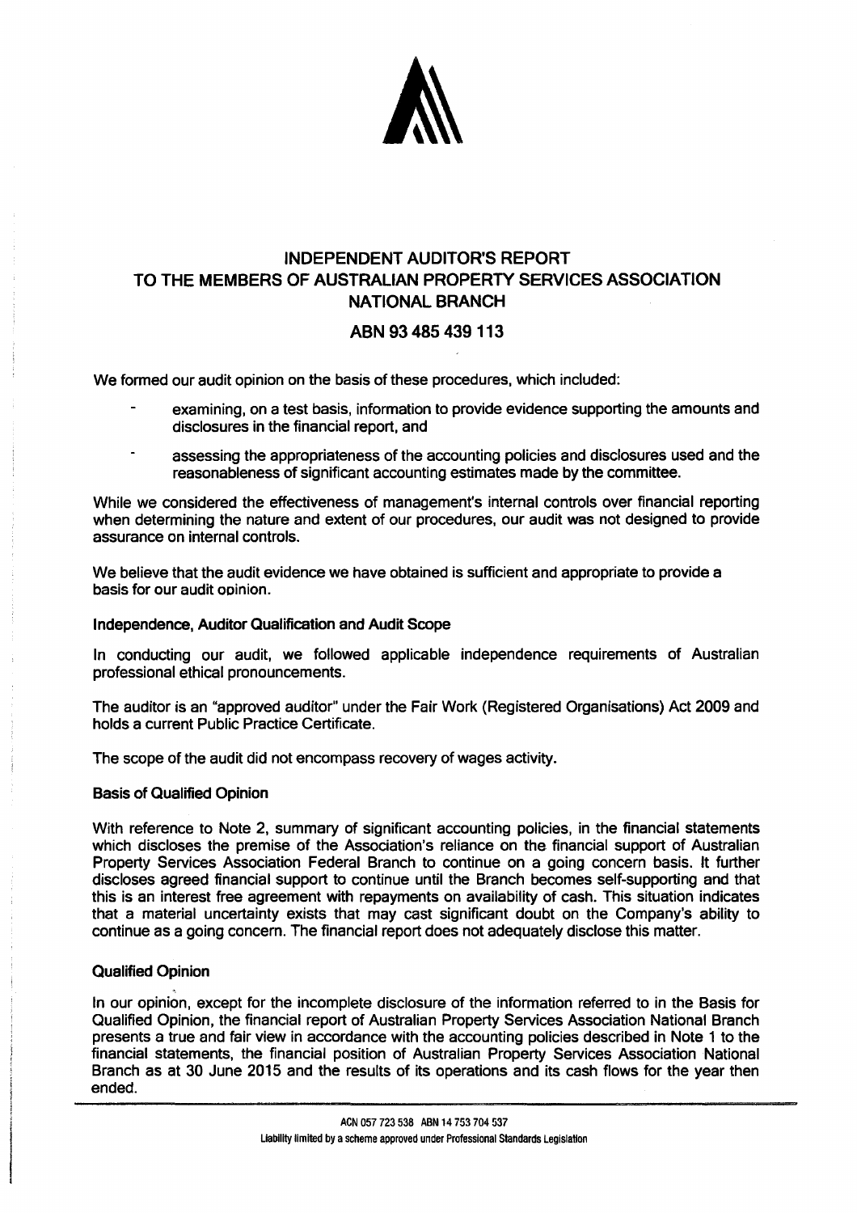# INDEPENDENT AUDITOR'S REPORT TO THE MEMBERS OF AUSTRALIAN PROPERTY SERVICES ASSOCIATION NATIONAL BRANCH

## ABN 93 485 439 113

We formed our audit opinion on the basis of these procedures, which included:

- examining, on a test basis, information to provide evidence supporting the amounts and disclosures in the financial report, and
- assessing the appropriateness of the accounting policies and disclosures used and the reasonableness of significant accounting estimates made by the committee.

While we considered the effectiveness of management's internal controls over financial reporting when determining the nature and extent of our procedures, our audit was not designed to provide assurance on internal controls.

We believe that the audit evidence we have obtained is sufficient and appropriate to provide a basis for our audit opinion.

### Independence, Auditor Qualification and Audit Scope

In conducting our audit, we followed applicable independence requirements of Australian professional ethical pronouncements.

The auditor is an "approved auditor" under the Fair Work (Registered Organisations) Act 2009 and holds a current Public Practice Certificate.

The scope of the audit did not encompass recovery of wages activity.

### Basis of Qualified Opinion

With reference to Note 2, summary of significant accounting policies, in the financial statements which discloses the premise of the Association's reliance on the financial support of Australian Property Services Association Federal Branch to continue on a going concern basis. It further discloses agreed financial support to continue until the Branch becomes self-supporting and that this is an interest free agreement with repayments on availability of cash. This situation indicates that a material uncertainty exists that may cast significant doubt on the Company's ability to continue as a going concern. The financial report does not adequately disclose this matter.

### Qualified Opinion

In our opinion, except for the incomplete disclosure of the information referred to in the Basis for Qualified Opinion, the financial report of Australian Property Services Association National Branch presents a true and fair view in accordance with the accounting policies described in Note 1 to the financial statements, the financial position of Australian Property Services Association National Branch as at 30 June 2015 and the results of its operations and its cash flows for the year then ended.

ACN 057 723 538 ABN 14 753 704 537
Liability limited by a scheme approved under Professional Standards Legislation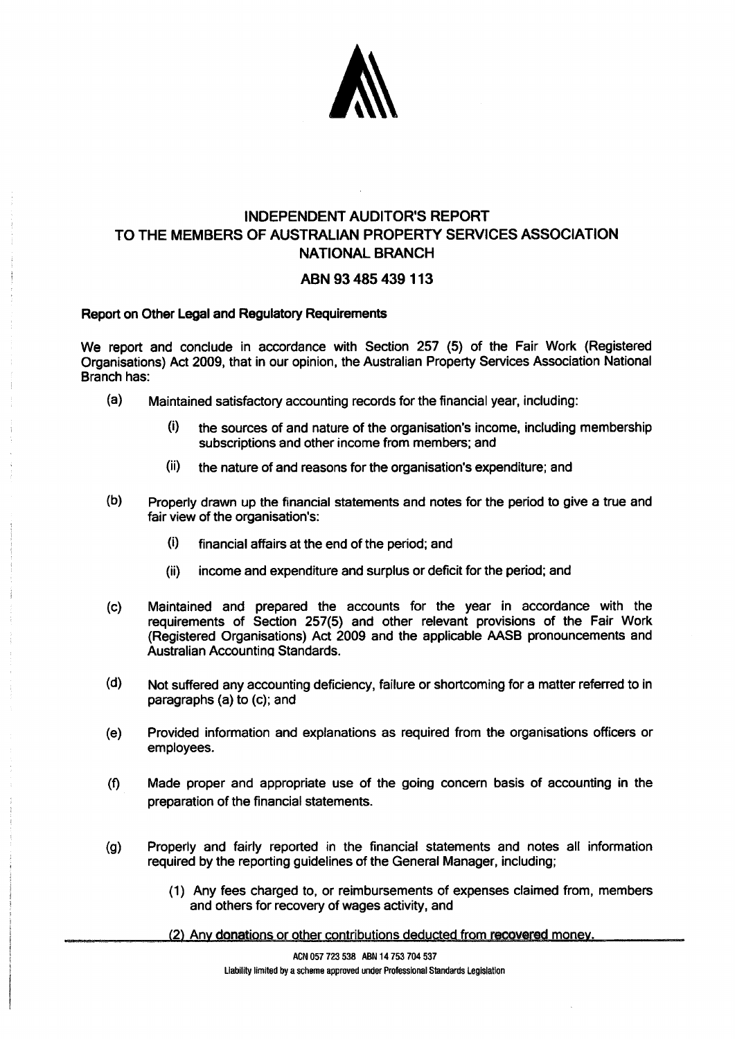# INDEPENDENT AUDITOR'S REPORT
# TO THE MEMBERS OF AUSTRALIAN PROPERTY SERVICES ASSOCIATION NATIONAL BRANCH

## ABN 93 485 439 113

**Report on Other Legal and Regulatory Requirements**

We report and conclude in accordance with Section 257 (5) of the Fair Work (Registered Organisations) Act 2009, that in our opinion, the Australian Property Services Association National Branch has:

(a) Maintained satisfactory accounting records for the financial year, including:

  (i) the sources of and nature of the organisation's income, including membership subscriptions and other income from members; and

  (ii) the nature of and reasons for the organisation's expenditure; and

(b) Properly drawn up the financial statements and notes for the period to give a true and fair view of the organisation's:

  (i) financial affairs at the end of the period; and

  (ii) income and expenditure and surplus or deficit for the period; and

(c) Maintained and prepared the accounts for the year in accordance with the requirements of Section 257(5) and other relevant provisions of the Fair Work (Registered Organisations) Act 2009 and the applicable AASB pronouncements and Australian Accounting Standards.

(d) Not suffered any accounting deficiency, failure or shortcoming for a matter referred to in paragraphs (a) to (c); and

(e) Provided information and explanations as required from the organisations officers or employees.

(f) Made proper and appropriate use of the going concern basis of accounting in the preparation of the financial statements.

(g) Properly and fairly reported in the financial statements and notes all information required by the reporting guidelines of the General Manager, including;

  (1) Any fees charged to, or reimbursements of expenses claimed from, members and others for recovery of wages activity, and

  (2) Any donations or other contributions deducted from recovered money.

ACN 057 723 538 ABN 14 753 704 537
Liability limited by a scheme approved under Professional Standards Legislation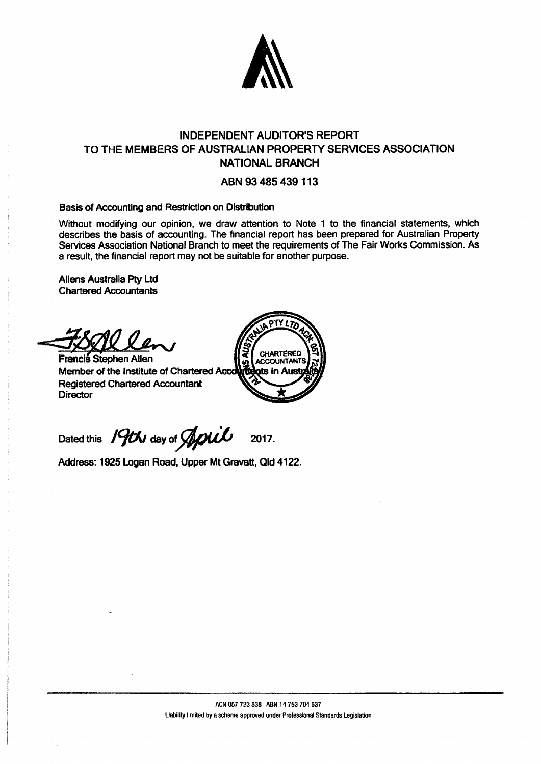# INDEPENDENT AUDITOR'S REPORT TO THE MEMBERS OF AUSTRALIAN PROPERTY SERVICES ASSOCIATION NATIONAL BRANCH

## ABN 93 485 439 113

**Basis of Accounting and Restriction on Distribution**

Without modifying our opinion, we draw attention to Note 1 to the financial statements, which describes the basis of accounting. The financial report has been prepared for Australian Property Services Association National Branch to meet the requirements of The Fair Works Commission. As a result, the financial report may not be suitable for another purpose.

**Allens Australia Pty Ltd**
**Chartered Accountants**

**Francis Stephen Allen**
**Member of the Institute of Chartered Accountants in Australia**
**Registered Chartered Accountant**
**Director**

Dated this 19th day of April 2017.

**Address: 1925 Logan Road, Upper Mt Gravatt, Qld 4122.**

ACN 057 723 538 ABN 14 753 704 537
Liability limited by a scheme approved under Professional Standards Legislation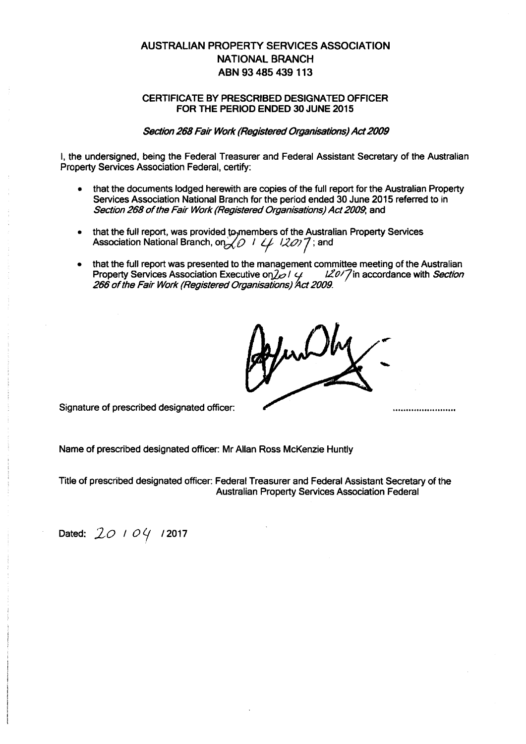# AUSTRALIAN PROPERTY SERVICES ASSOCIATION
# NATIONAL BRANCH
# ABN 93 485 439 113

## CERTIFICATE BY PRESCRIBED DESIGNATED OFFICER FOR THE PERIOD ENDED 30 JUNE 2015

*Section 268 Fair Work (Registered Organisations) Act 2009*

I, the undersigned, being the Federal Treasurer and Federal Assistant Secretary of the Australian Property Services Association Federal, certify:

- that the documents lodged herewith are copies of the full report for the Australian Property Services Association National Branch for the period ended 30 June 2015 referred to in *Section 268 of the Fair Work (Registered Organisations) Act 2009*; and
- that the full report, was provided to members of the Australian Property Services Association National Branch, on 20 / 4 /2017; and
- that the full report was presented to the management committee meeting of the Australian Property Services Association Executive on 20 / 4 /2017 in accordance with *Section 266 of the Fair Work (Registered Organisations) Act 2009*.

Signature of prescribed designated officer: ........................

Name of prescribed designated officer: Mr Allan Ross McKenzie Huntly

Title of prescribed designated officer: Federal Treasurer and Federal Assistant Secretary of the Australian Property Services Association Federal

Dated: 20 / 04 / 2017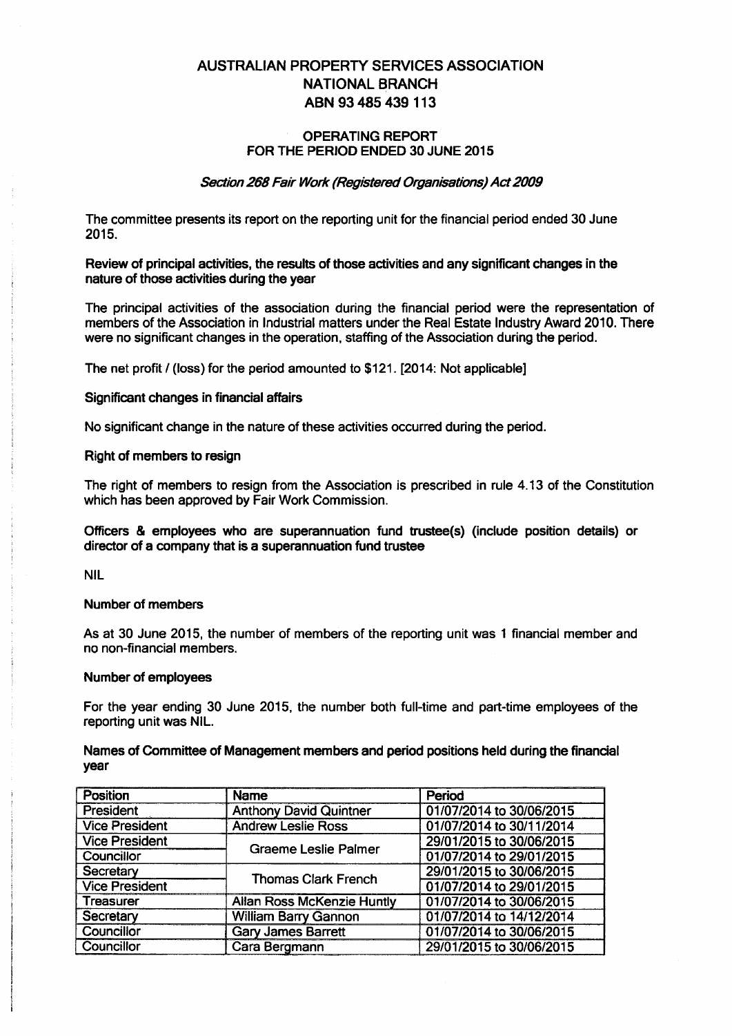# AUSTRALIAN PROPERTY SERVICES ASSOCIATION
# NATIONAL BRANCH
# ABN 93 485 439 113

## OPERATING REPORT
## FOR THE PERIOD ENDED 30 JUNE 2015

*Section 268 Fair Work (Registered Organisations) Act 2009*

The committee presents its report on the reporting unit for the financial period ended 30 June 2015.

**Review of principal activities, the results of those activities and any significant changes in the nature of those activities during the year**

The principal activities of the association during the financial period were the representation of members of the Association in Industrial matters under the Real Estate Industry Award 2010. There were no significant changes in the operation, staffing of the Association during the period.

The net profit / (loss) for the period amounted to $121. [2014: Not applicable]

**Significant changes in financial affairs**

No significant change in the nature of these activities occurred during the period.

**Right of members to resign**

The right of members to resign from the Association is prescribed in rule 4.13 of the Constitution which has been approved by Fair Work Commission.

**Officers & employees who are superannuation fund trustee(s) (include position details) or director of a company that is a superannuation fund trustee**

NIL

**Number of members**

As at 30 June 2015, the number of members of the reporting unit was 1 financial member and no non-financial members.

**Number of employees**

For the year ending 30 June 2015, the number both full-time and part-time employees of the reporting unit was NIL.

**Names of Committee of Management members and period positions held during the financial year**

| Position | Name | Period |
|---|---|---|
| President | Anthony David Quintner | 01/07/2014 to 30/06/2015 |
| Vice President | Andrew Leslie Ross | 01/07/2014 to 30/11/2014 |
| Vice President | Graeme Leslie Palmer | 29/01/2015 to 30/06/2015 |
| Councillor | | 01/07/2014 to 29/01/2015 |
| Secretary | Thomas Clark French | 29/01/2015 to 30/06/2015 |
| Vice President | | 01/07/2014 to 29/01/2015 |
| Treasurer | Allan Ross McKenzie Huntly | 01/07/2014 to 30/06/2015 |
| Secretary | William Barry Gannon | 01/07/2014 to 14/12/2014 |
| Councillor | Gary James Barrett | 01/07/2014 to 30/06/2015 |
| Councillor | Cara Bergmann | 29/01/2015 to 30/06/2015 |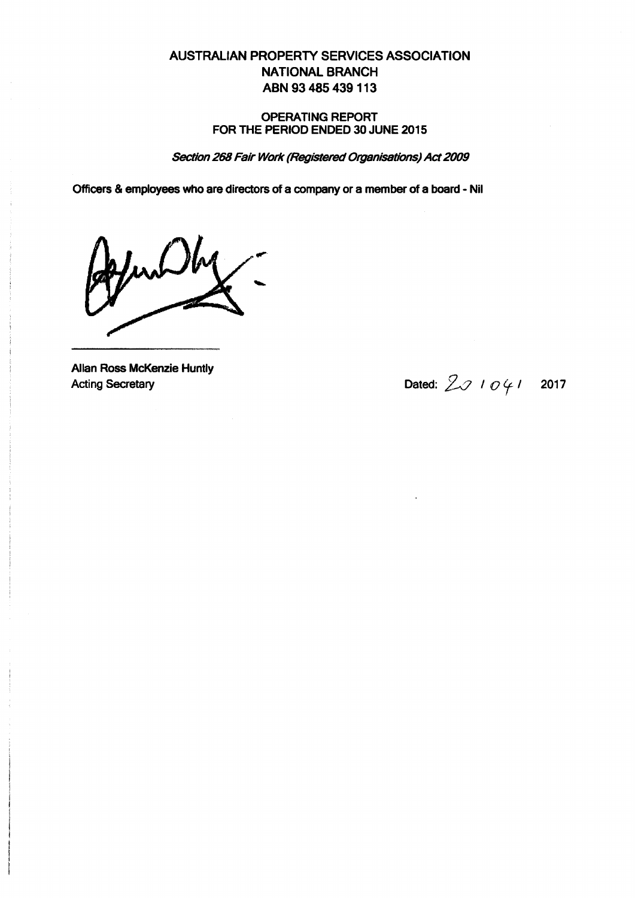# AUSTRALIAN PROPERTY SERVICES ASSOCIATION
# NATIONAL BRANCH
# ABN 93 485 439 113

## OPERATING REPORT
## FOR THE PERIOD ENDED 30 JUNE 2015

*Section 268 Fair Work (Registered Organisations) Act 2009*

**Officers & employees who are directors of a company or a member of a board - Nil**

Allan Ross McKenzie Huntly
Acting Secretary

Dated: 20 / 04 / 2017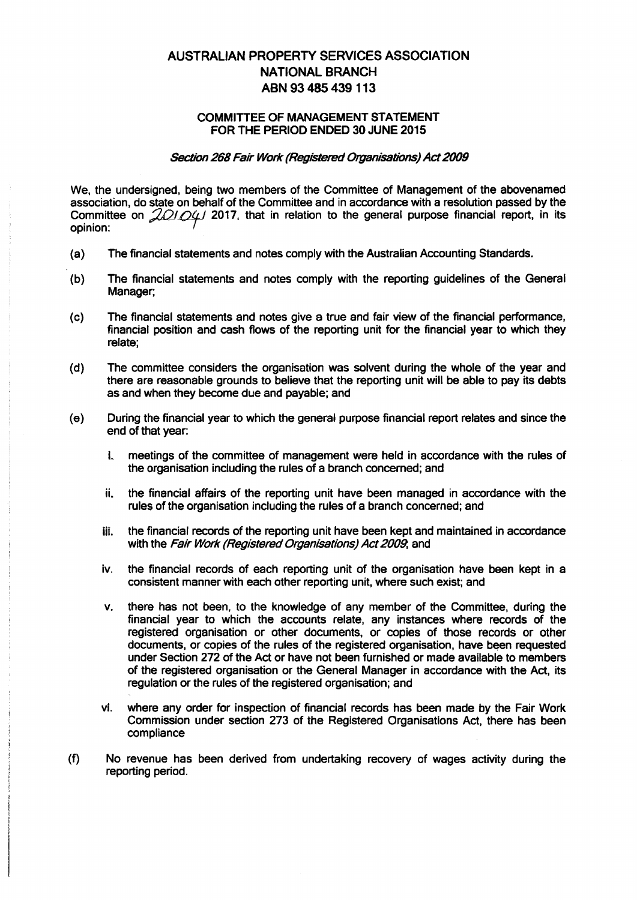# AUSTRALIAN PROPERTY SERVICES ASSOCIATION
## NATIONAL BRANCH
## ABN 93 485 439 113

### COMMITTEE OF MANAGEMENT STATEMENT
### FOR THE PERIOD ENDED 30 JUNE 2015

***Section 268 Fair Work (Registered Organisations) Act 2009***

We, the undersigned, being two members of the Committee of Management of the abovenamed association, do state on behalf of the Committee and in accordance with a resolution passed by the Committee on 20/04/ 2017, that in relation to the general purpose financial report, in its opinion:

(a) The financial statements and notes comply with the Australian Accounting Standards.

(b) The financial statements and notes comply with the reporting guidelines of the General Manager;

(c) The financial statements and notes give a true and fair view of the financial performance, financial position and cash flows of the reporting unit for the financial year to which they relate;

(d) The committee considers the organisation was solvent during the whole of the year and there are reasonable grounds to believe that the reporting unit will be able to pay its debts as and when they become due and payable; and

(e) During the financial year to which the general purpose financial report relates and since the end of that year:

  i. meetings of the committee of management were held in accordance with the rules of the organisation including the rules of a branch concerned; and

  ii. the financial affairs of the reporting unit have been managed in accordance with the rules of the organisation including the rules of a branch concerned; and

  iii. the financial records of the reporting unit have been kept and maintained in accordance with the *Fair Work (Registered Organisations) Act 2009*; and

  iv. the financial records of each reporting unit of the organisation have been kept in a consistent manner with each other reporting unit, where such exist; and

  v. there has not been, to the knowledge of any member of the Committee, during the financial year to which the accounts relate, any instances where records of the registered organisation or other documents, or copies of those records or other documents, or copies of the rules of the registered organisation, have been requested under Section 272 of the Act or have not been furnished or made available to members of the registered organisation or the General Manager in accordance with the Act, its regulation or the rules of the registered organisation; and

  vi. where any order for inspection of financial records has been made by the Fair Work Commission under section 273 of the Registered Organisations Act, there has been compliance

(f) No revenue has been derived from undertaking recovery of wages activity during the reporting period.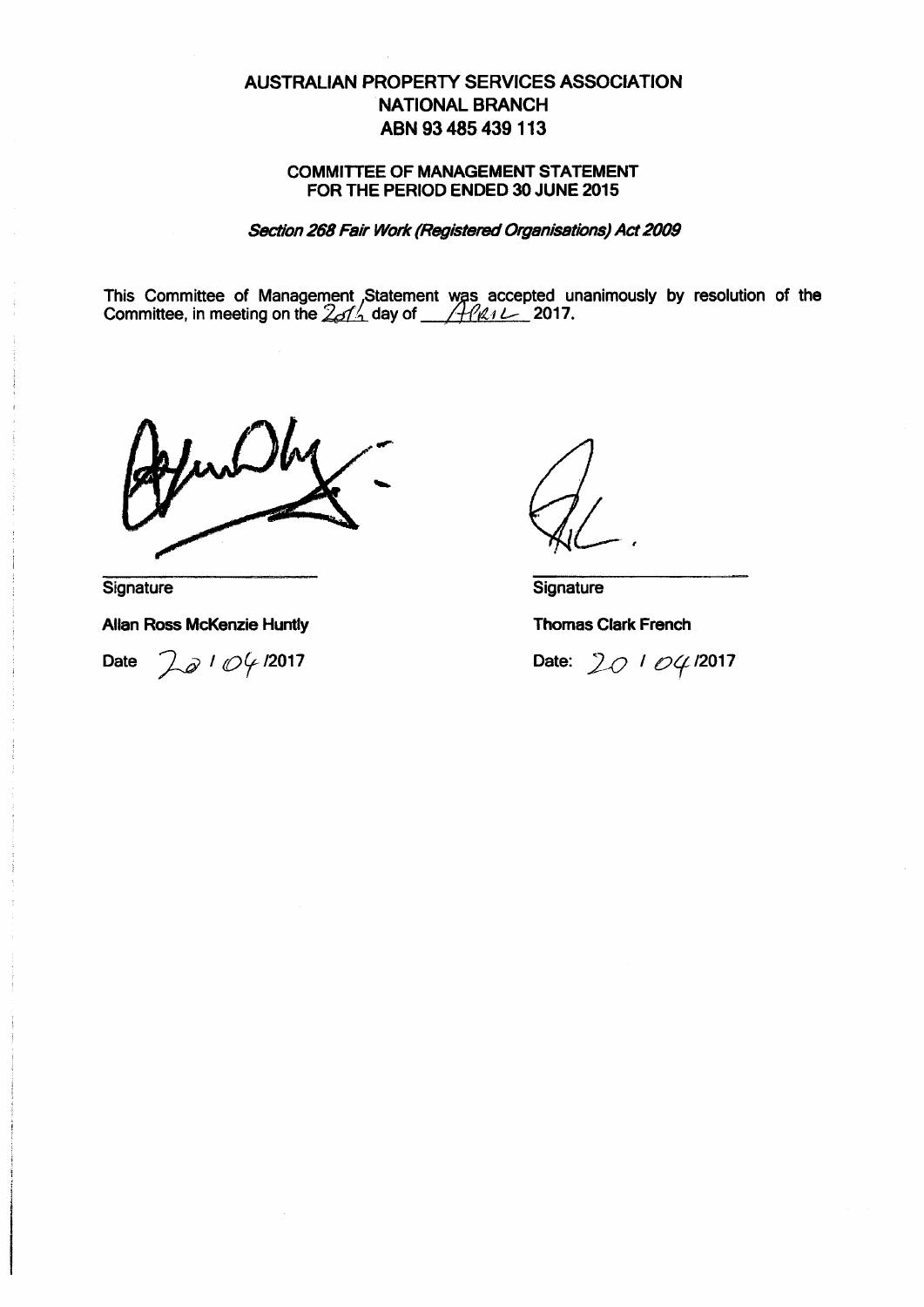# AUSTRALIAN PROPERTY SERVICES ASSOCIATION NATIONAL BRANCH ABN 93 485 439 113

## COMMITTEE OF MANAGEMENT STATEMENT FOR THE PERIOD ENDED 30 JUNE 2015

***Section 268 Fair Work (Registered Organisations) Act 2009***

This Committee of Management Statement was accepted unanimously by resolution of the Committee, in meeting on the 20th day of April 2017.

| | |
|---|---|
| Signature | Signature |
| **Allan Ross McKenzie Huntly** | **Thomas Clark French** |
| Date 20 / 04 /2017 | Date: 20 / 04 /2017 |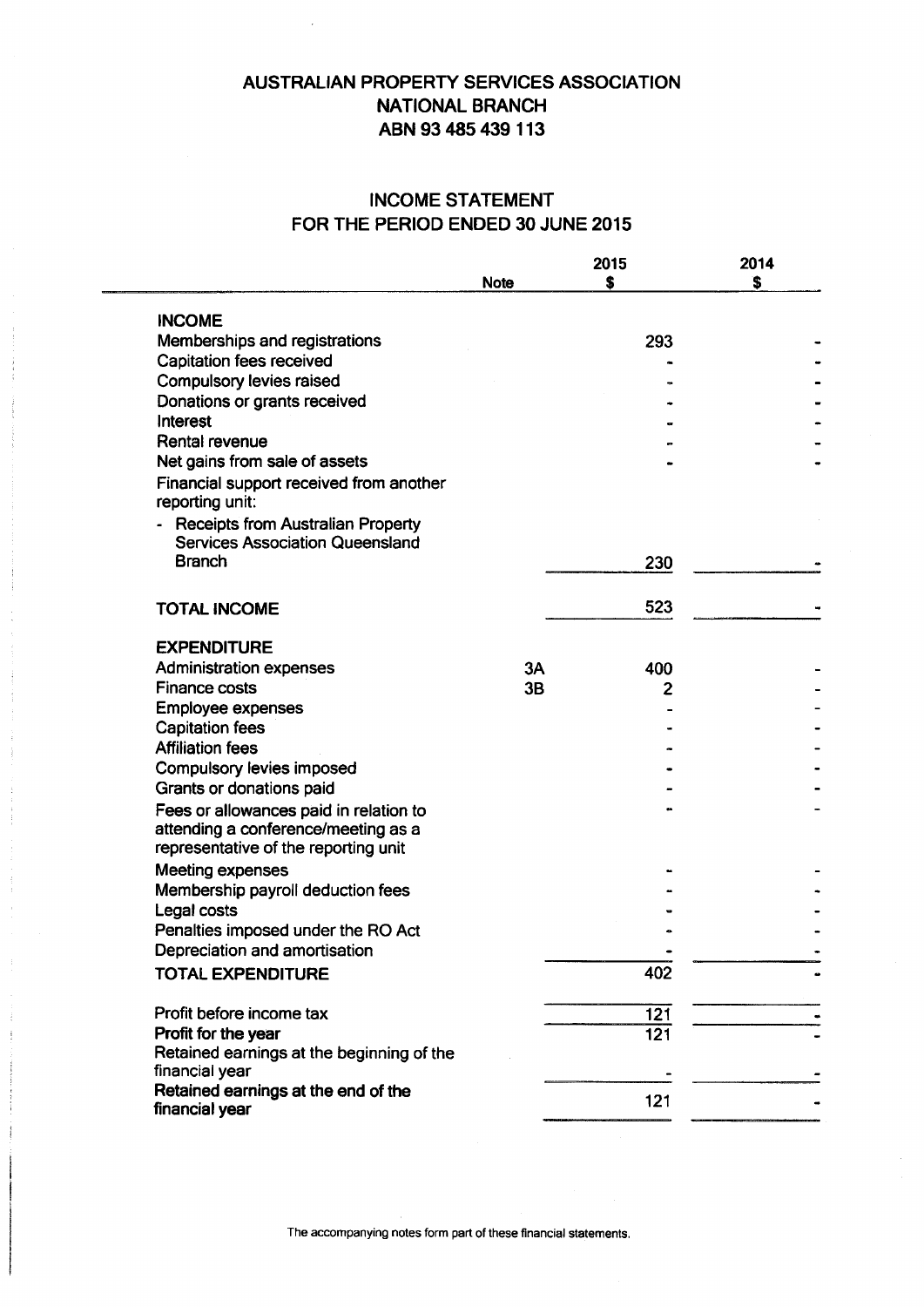# AUSTRALIAN PROPERTY SERVICES ASSOCIATION
# NATIONAL BRANCH
# ABN 93 485 439 113

## INCOME STATEMENT
## FOR THE PERIOD ENDED 30 JUNE 2015

| | Note | 2015 $ | 2014 $ |
|---|---|---|---|
| **INCOME** | | | |
| Memberships and registrations | | 293 | - |
| Capitation fees received | | - | - |
| Compulsory levies raised | | - | - |
| Donations or grants received | | - | - |
| Interest | | - | - |
| Rental revenue | | - | - |
| Net gains from sale of assets | | - | - |
| Financial support received from another reporting unit: | | | |
| - Receipts from Australian Property Services Association Queensland Branch | | 230 | - |
| **TOTAL INCOME** | | 523 | - |
| **EXPENDITURE** | | | |
| Administration expenses | 3A | 400 | - |
| Finance costs | 3B | 2 | - |
| Employee expenses | | - | - |
| Capitation fees | | - | - |
| Affiliation fees | | - | - |
| Compulsory levies imposed | | - | - |
| Grants or donations paid | | - | - |
| Fees or allowances paid in relation to attending a conference/meeting as a representative of the reporting unit | | - | - |
| Meeting expenses | | - | - |
| Membership payroll deduction fees | | - | - |
| Legal costs | | - | - |
| Penalties imposed under the RO Act | | - | - |
| Depreciation and amortisation | | - | - |
| **TOTAL EXPENDITURE** | | 402 | - |
| Profit before income tax | | 121 | - |
| **Profit for the year** | | 121 | - |
| Retained earnings at the beginning of the financial year | | - | - |
| **Retained earnings at the end of the financial year** | | 121 | - |

The accompanying notes form part of these financial statements.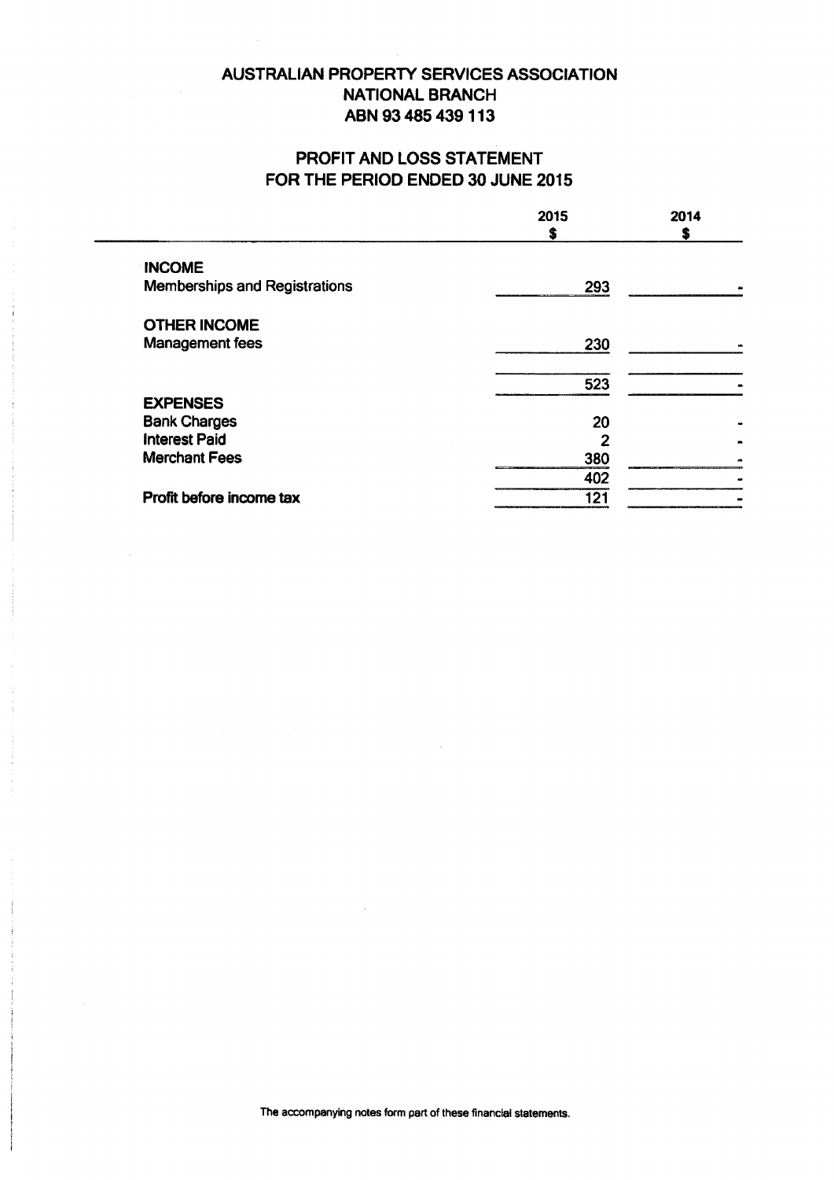# AUSTRALIAN PROPERTY SERVICES ASSOCIATION
# NATIONAL BRANCH
# ABN 93 485 439 113

## PROFIT AND LOSS STATEMENT
## FOR THE PERIOD ENDED 30 JUNE 2015

| | 2015<br>$ | 2014<br>$ |
|---|---|---|
| **INCOME** | | |
| Memberships and Registrations | 293 | - |
| **OTHER INCOME** | | |
| Management fees | 230 | - |
| | 523 | - |
| **EXPENSES** | | |
| Bank Charges | 20 | - |
| Interest Paid | 2 | - |
| Merchant Fees | 380 | - |
| | 402 | - |
| **Profit before income tax** | 121 | - |

The accompanying notes form part of these financial statements.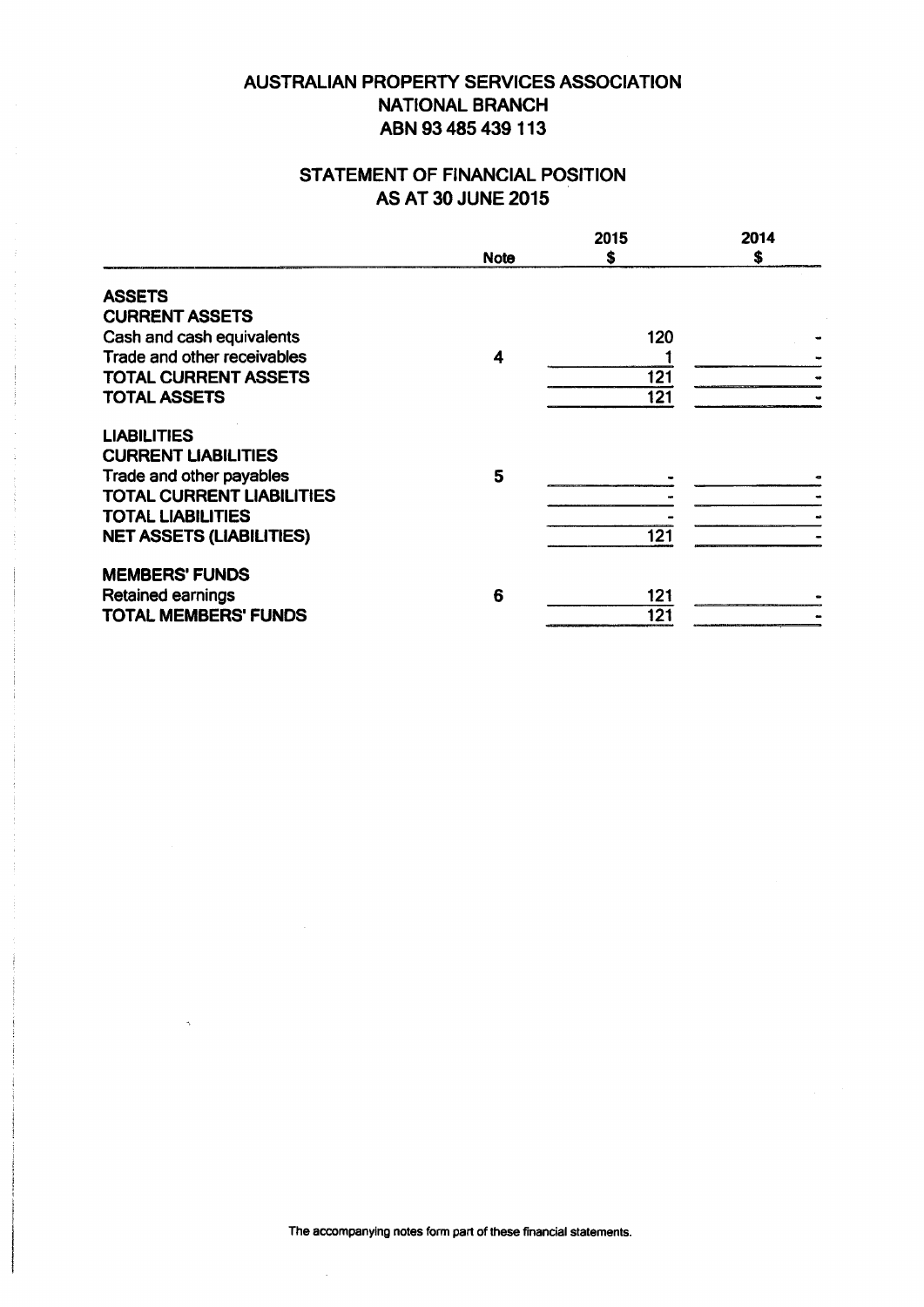# AUSTRALIAN PROPERTY SERVICES ASSOCIATION
## NATIONAL BRANCH
## ABN 93 485 439 113

## STATEMENT OF FINANCIAL POSITION
## AS AT 30 JUNE 2015

| | Note | 2015 $ | 2014 $ |
|---|---|---|---|
| **ASSETS** | | | |
| **CURRENT ASSETS** | | | |
| Cash and cash equivalents | | 120 | - |
| Trade and other receivables | 4 | 1 | - |
| **TOTAL CURRENT ASSETS** | | 121 | - |
| **TOTAL ASSETS** | | 121 | - |
| **LIABILITIES** | | | |
| **CURRENT LIABILITIES** | | | |
| Trade and other payables | 5 | - | - |
| **TOTAL CURRENT LIABILITIES** | | - | - |
| **TOTAL LIABILITIES** | | - | - |
| **NET ASSETS (LIABILITIES)** | | 121 | - |
| **MEMBERS' FUNDS** | | | |
| Retained earnings | 6 | 121 | - |
| **TOTAL MEMBERS' FUNDS** | | 121 | - |

The accompanying notes form part of these financial statements.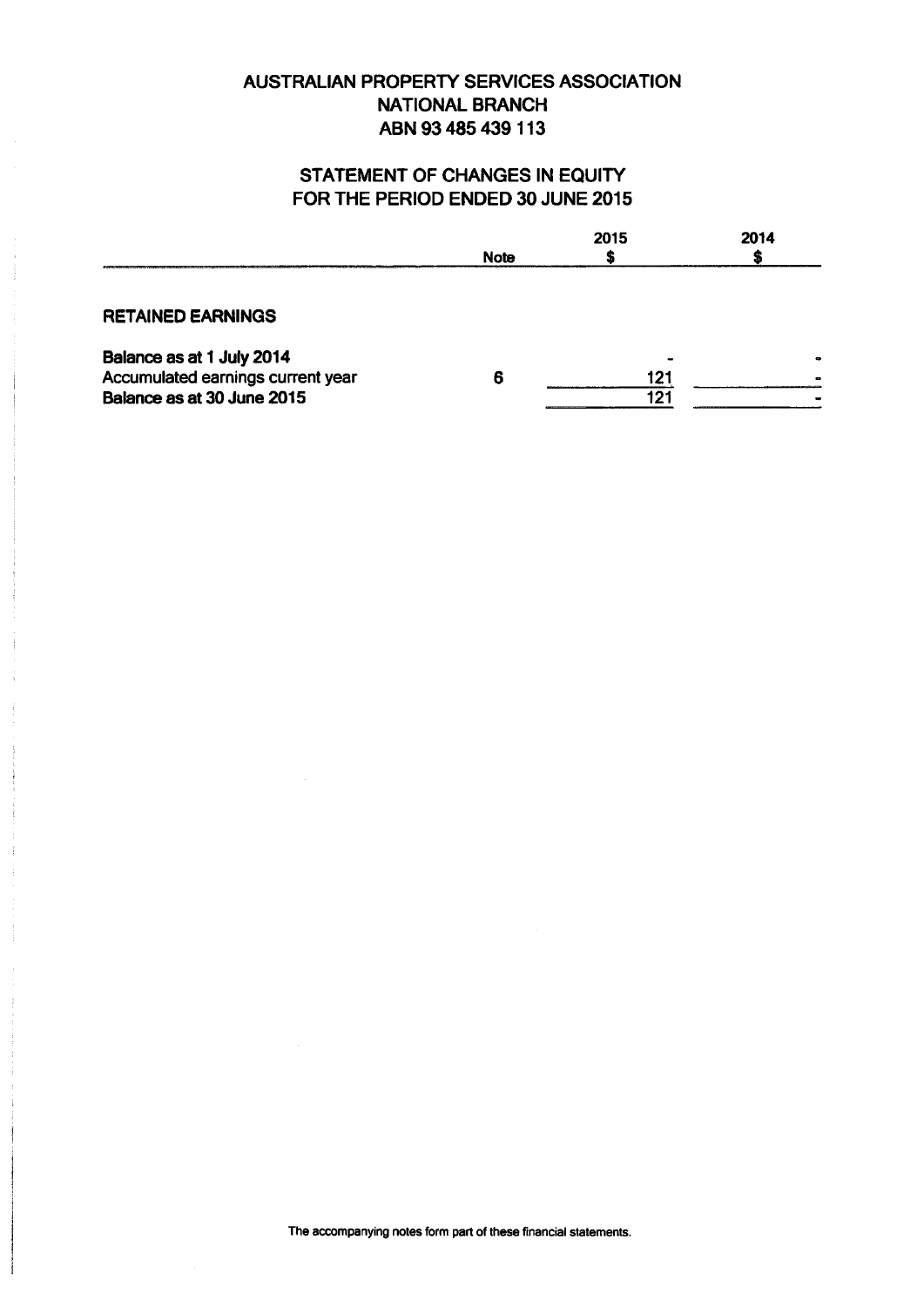# AUSTRALIAN PROPERTY SERVICES ASSOCIATION
# NATIONAL BRANCH
# ABN 93 485 439 113

## STATEMENT OF CHANGES IN EQUITY
## FOR THE PERIOD ENDED 30 JUNE 2015

| | Note | 2015<br>$ | 2014<br>$ |
|---|---|---|---|
| **RETAINED EARNINGS** | | | |
| **Balance as at 1 July 2014** | | - | - |
| Accumulated earnings current year | 6 | 121 | - |
| **Balance as at 30 June 2015** | | 121 | - |

The accompanying notes form part of these financial statements.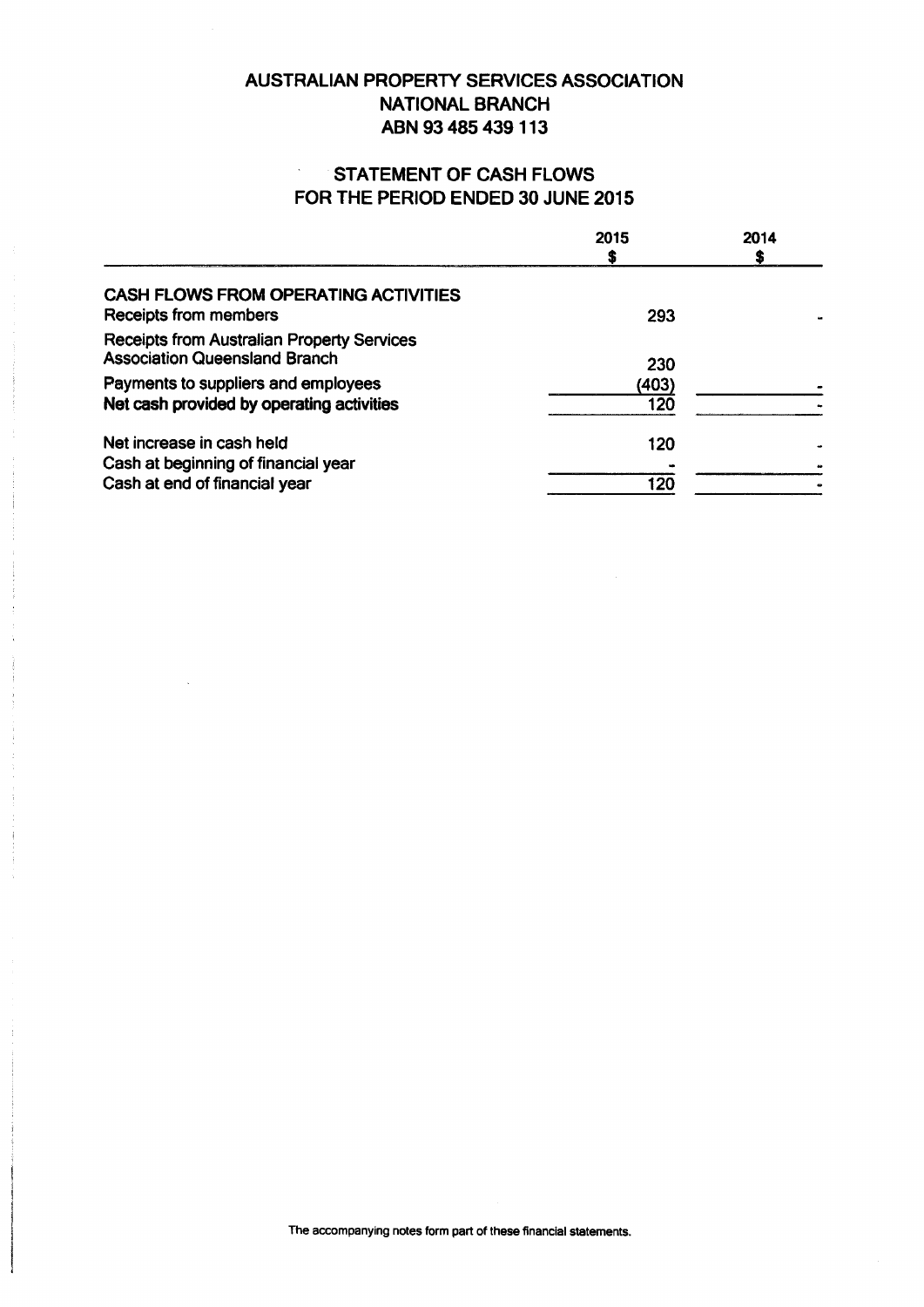# AUSTRALIAN PROPERTY SERVICES ASSOCIATION
# NATIONAL BRANCH
# ABN 93 485 439 113

## STATEMENT OF CASH FLOWS
## FOR THE PERIOD ENDED 30 JUNE 2015

| | 2015<br>$ | 2014<br>$ |
|---|---|---|
| **CASH FLOWS FROM OPERATING ACTIVITIES** | | |
| Receipts from members | 293 | - |
| Receipts from Australian Property Services Association Queensland Branch | 230 | |
| Payments to suppliers and employees | (403) | - |
| **Net cash provided by operating activities** | 120 | - |
| Net increase in cash held | 120 | - |
| Cash at beginning of financial year | - | - |
| Cash at end of financial year | 120 | - |

The accompanying notes form part of these financial statements.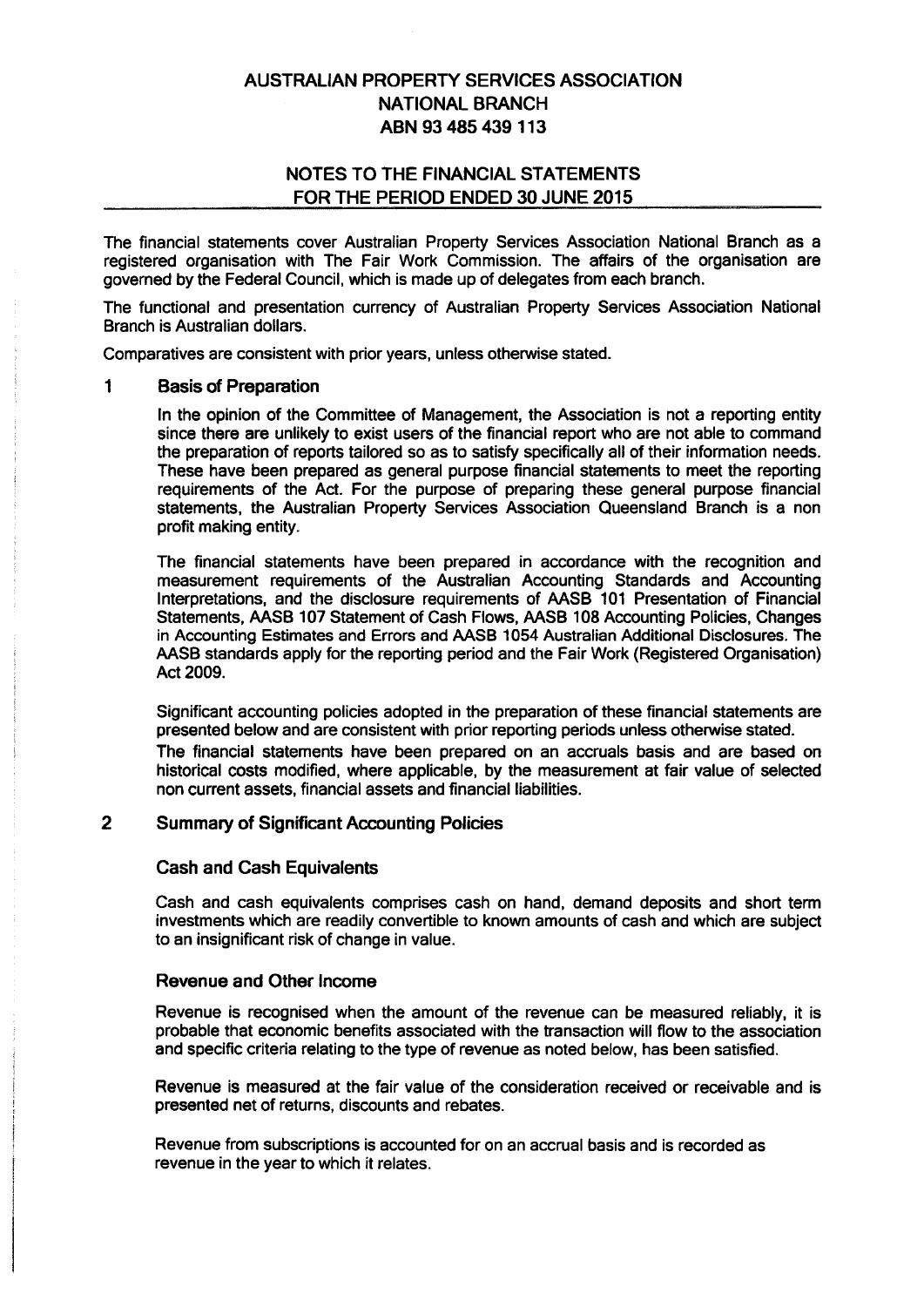# AUSTRALIAN PROPERTY SERVICES ASSOCIATION NATIONAL BRANCH ABN 93 485 439 113

## NOTES TO THE FINANCIAL STATEMENTS FOR THE PERIOD ENDED 30 JUNE 2015

The financial statements cover Australian Property Services Association National Branch as a registered organisation with The Fair Work Commission. The affairs of the organisation are governed by the Federal Council, which is made up of delegates from each branch.

The functional and presentation currency of Australian Property Services Association National Branch is Australian dollars.

Comparatives are consistent with prior years, unless otherwise stated.

### 1 Basis of Preparation

In the opinion of the Committee of Management, the Association is not a reporting entity since there are unlikely to exist users of the financial report who are not able to command the preparation of reports tailored so as to satisfy specifically all of their information needs. These have been prepared as general purpose financial statements to meet the reporting requirements of the Act. For the purpose of preparing these general purpose financial statements, the Australian Property Services Association Queensland Branch is a non profit making entity.

The financial statements have been prepared in accordance with the recognition and measurement requirements of the Australian Accounting Standards and Accounting Interpretations, and the disclosure requirements of AASB 101 Presentation of Financial Statements, AASB 107 Statement of Cash Flows, AASB 108 Accounting Policies, Changes in Accounting Estimates and Errors and AASB 1054 Australian Additional Disclosures. The AASB standards apply for the reporting period and the Fair Work (Registered Organisation) Act 2009.

Significant accounting policies adopted in the preparation of these financial statements are presented below and are consistent with prior reporting periods unless otherwise stated.

The financial statements have been prepared on an accruals basis and are based on historical costs modified, where applicable, by the measurement at fair value of selected non current assets, financial assets and financial liabilities.

### 2 Summary of Significant Accounting Policies

#### Cash and Cash Equivalents

Cash and cash equivalents comprises cash on hand, demand deposits and short term investments which are readily convertible to known amounts of cash and which are subject to an insignificant risk of change in value.

#### Revenue and Other Income

Revenue is recognised when the amount of the revenue can be measured reliably, it is probable that economic benefits associated with the transaction will flow to the association and specific criteria relating to the type of revenue as noted below, has been satisfied.

Revenue is measured at the fair value of the consideration received or receivable and is presented net of returns, discounts and rebates.

Revenue from subscriptions is accounted for on an accrual basis and is recorded as revenue in the year to which it relates.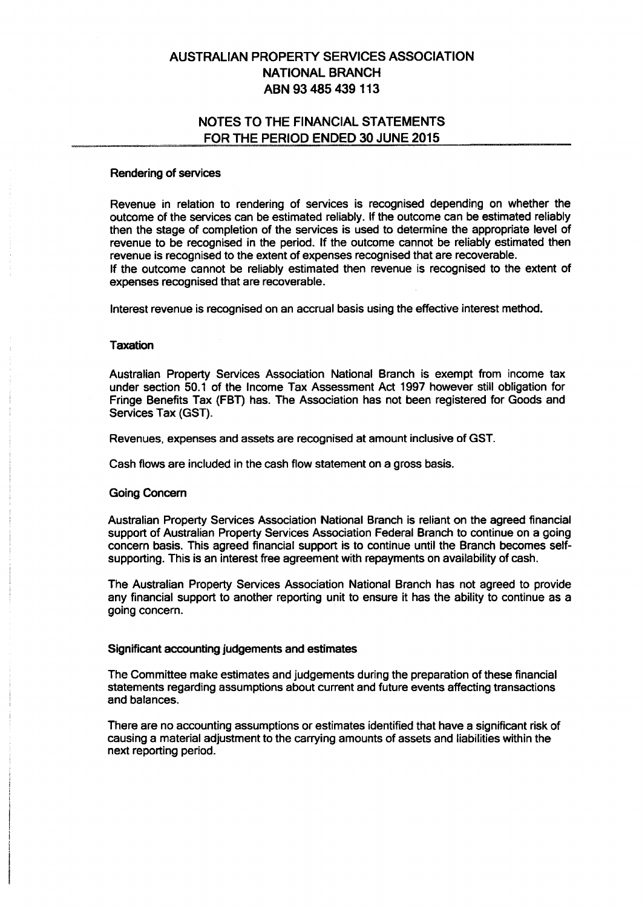# AUSTRALIAN PROPERTY SERVICES ASSOCIATION NATIONAL BRANCH ABN 93 485 439 113

## NOTES TO THE FINANCIAL STATEMENTS FOR THE PERIOD ENDED 30 JUNE 2015

### Rendering of services

Revenue in relation to rendering of services is recognised depending on whether the outcome of the services can be estimated reliably. If the outcome can be estimated reliably then the stage of completion of the services is used to determine the appropriate level of revenue to be recognised in the period. If the outcome cannot be reliably estimated then revenue is recognised to the extent of expenses recognised that are recoverable.
If the outcome cannot be reliably estimated then revenue is recognised to the extent of expenses recognised that are recoverable.

Interest revenue is recognised on an accrual basis using the effective interest method.

### Taxation

Australian Property Services Association National Branch is exempt from income tax under section 50.1 of the Income Tax Assessment Act 1997 however still obligation for Fringe Benefits Tax (FBT) has. The Association has not been registered for Goods and Services Tax (GST).

Revenues, expenses and assets are recognised at amount inclusive of GST.

Cash flows are included in the cash flow statement on a gross basis.

### Going Concern

Australian Property Services Association National Branch is reliant on the agreed financial support of Australian Property Services Association Federal Branch to continue on a going concern basis. This agreed financial support is to continue until the Branch becomes self-supporting. This is an interest free agreement with repayments on availability of cash.

The Australian Property Services Association National Branch has not agreed to provide any financial support to another reporting unit to ensure it has the ability to continue as a going concern.

### Significant accounting judgements and estimates

The Committee make estimates and judgements during the preparation of these financial statements regarding assumptions about current and future events affecting transactions and balances.

There are no accounting assumptions or estimates identified that have a significant risk of causing a material adjustment to the carrying amounts of assets and liabilities within the next reporting period.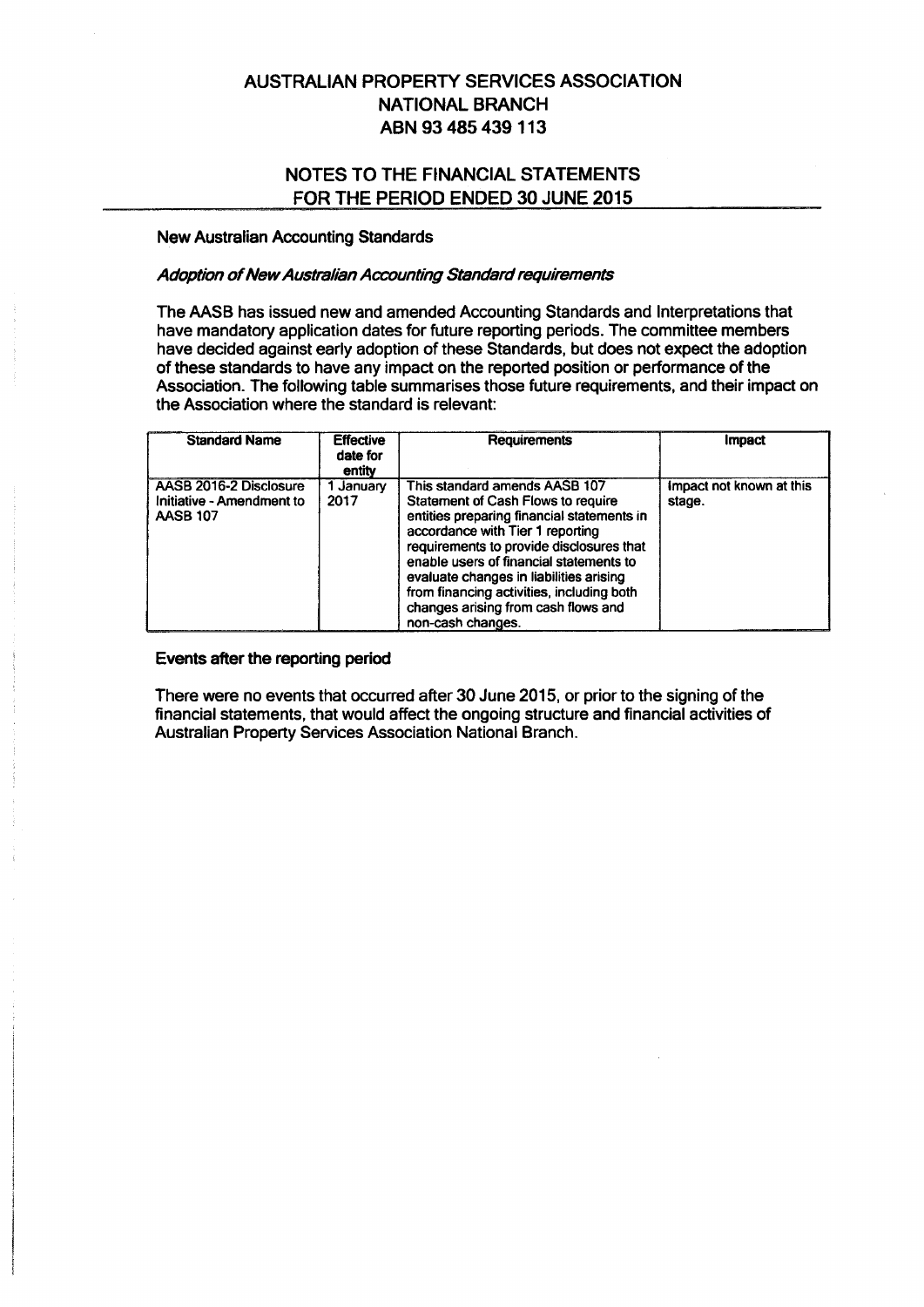# AUSTRALIAN PROPERTY SERVICES ASSOCIATION NATIONAL BRANCH ABN 93 485 439 113

## NOTES TO THE FINANCIAL STATEMENTS FOR THE PERIOD ENDED 30 JUNE 2015

**New Australian Accounting Standards**

***Adoption of New Australian Accounting Standard requirements***

The AASB has issued new and amended Accounting Standards and Interpretations that have mandatory application dates for future reporting periods. The committee members have decided against early adoption of these Standards, but does not expect the adoption of these standards to have any impact on the reported position or performance of the Association. The following table summarises those future requirements, and their impact on the Association where the standard is relevant:

| Standard Name | Effective date for entity | Requirements | Impact |
|---|---|---|---|
| AASB 2016-2 Disclosure Initiative - Amendment to AASB 107 | 1 January 2017 | This standard amends AASB 107 Statement of Cash Flows to require entities preparing financial statements in accordance with Tier 1 reporting requirements to provide disclosures that enable users of financial statements to evaluate changes in liabilities arising from financing activities, including both changes arising from cash flows and non-cash changes. | Impact not known at this stage. |

**Events after the reporting period**

There were no events that occurred after 30 June 2015, or prior to the signing of the financial statements, that would affect the ongoing structure and financial activities of Australian Property Services Association National Branch.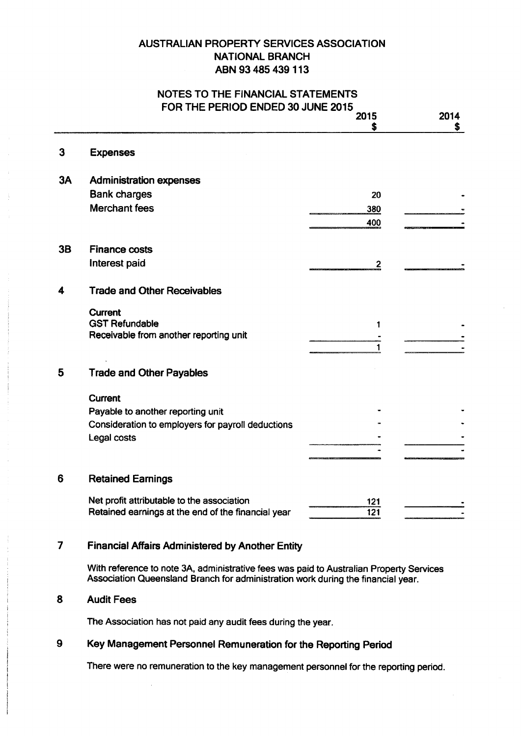# AUSTRALIAN PROPERTY SERVICES ASSOCIATION
## NATIONAL BRANCH
## ABN 93 485 439 113

## NOTES TO THE FINANCIAL STATEMENTS
## FOR THE PERIOD ENDED 30 JUNE 2015

| | | 2015 $ | 2014 $ |
|---|---|---|---|
| **3** | **Expenses** | | |
| **3A** | **Administration expenses** | | |
| | Bank charges | 20 | - |
| | Merchant fees | 380 | - |
| | | 400 | - |
| **3B** | **Finance costs** | | |
| | Interest paid | 2 | - |
| **4** | **Trade and Other Receivables** | | |
| | **Current** | | |
| | GST Refundable | 1 | - |
| | Receivable from another reporting unit | - | - |
| | | 1 | - |
| **5** | **Trade and Other Payables** | | |
| | **Current** | | |
| | Payable to another reporting unit | - | - |
| | Consideration to employers for payroll deductions | - | - |
| | Legal costs | - | - |
| | | - | - |
| **6** | **Retained Earnings** | | |
| | Net profit attributable to the association | 121 | - |
| | Retained earnings at the end of the financial year | 121 | - |

### 7 Financial Affairs Administered by Another Entity

With reference to note 3A, administrative fees was paid to Australian Property Services Association Queensland Branch for administration work during the financial year.

### 8 Audit Fees

The Association has not paid any audit fees during the year.

### 9 Key Management Personnel Remuneration for the Reporting Period

There were no remuneration to the key management personnel for the reporting period.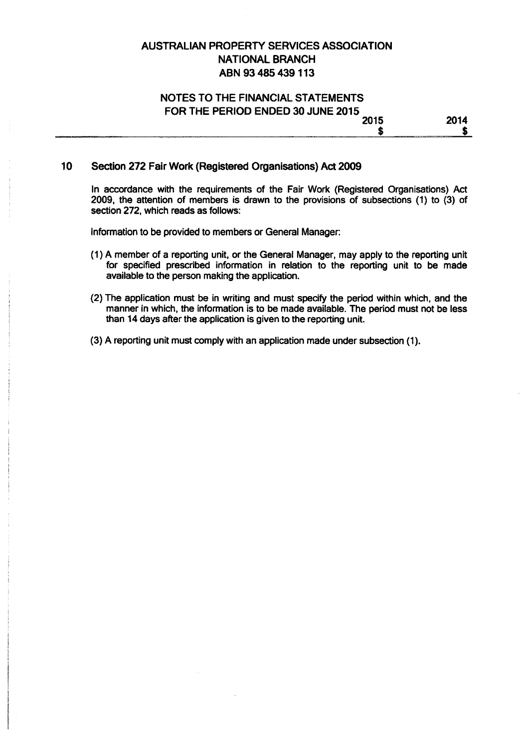## 10 Section 272 Fair Work (Registered Organisations) Act 2009

In accordance with the requirements of the Fair Work (Registered Organisations) Act 2009, the attention of members is drawn to the provisions of subsections (1) to (3) of section 272, which reads as follows:

Information to be provided to members or General Manager:

(1) A member of a reporting unit, or the General Manager, may apply to the reporting unit for specified prescribed information in relation to the reporting unit to be made available to the person making the application.

(2) The application must be in writing and must specify the period within which, and the manner in which, the information is to be made available. The period must not be less than 14 days after the application is given to the reporting unit.

(3) A reporting unit must comply with an application made under subsection (1).